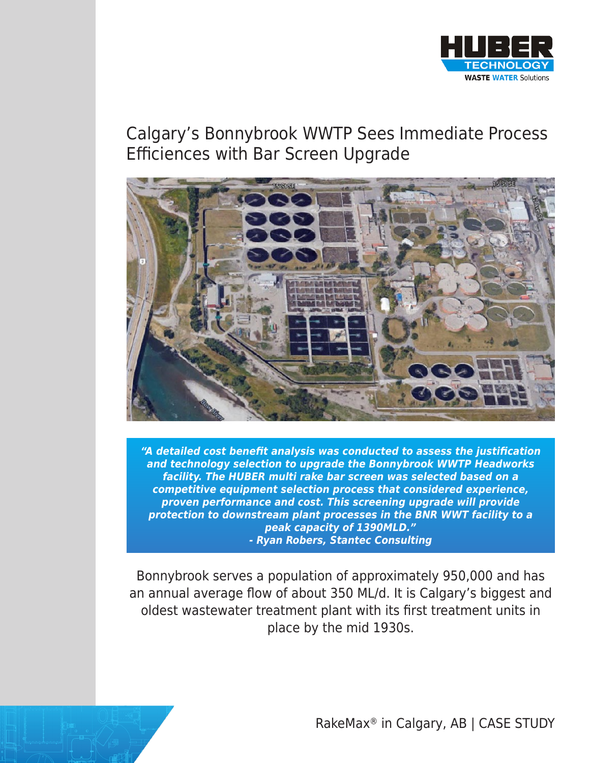# Calgary's Bonnybrook WWTP Sees Immediate Process Efficiences with Bar Screen Upgrade

***"A detailed cost benefit analysis was conducted to assess the justification and technology selection to upgrade the Bonnybrook WWTP Headworks facility. The HUBER multi rake bar screen was selected based on a competitive equipment selection process that considered experience, proven performance and cost. This screening upgrade will provide protection to downstream plant processes in the BNR WWT facility to a peak capacity of 1390MLD."***
***- Ryan Robers, Stantec Consulting***

Bonnybrook serves a population of approximately 950,000 and has an annual average flow of about 350 ML/d. It is Calgary's biggest and oldest wastewater treatment plant with its first treatment units in place by the mid 1930s.

RakeMax® in Calgary, AB | CASE STUDY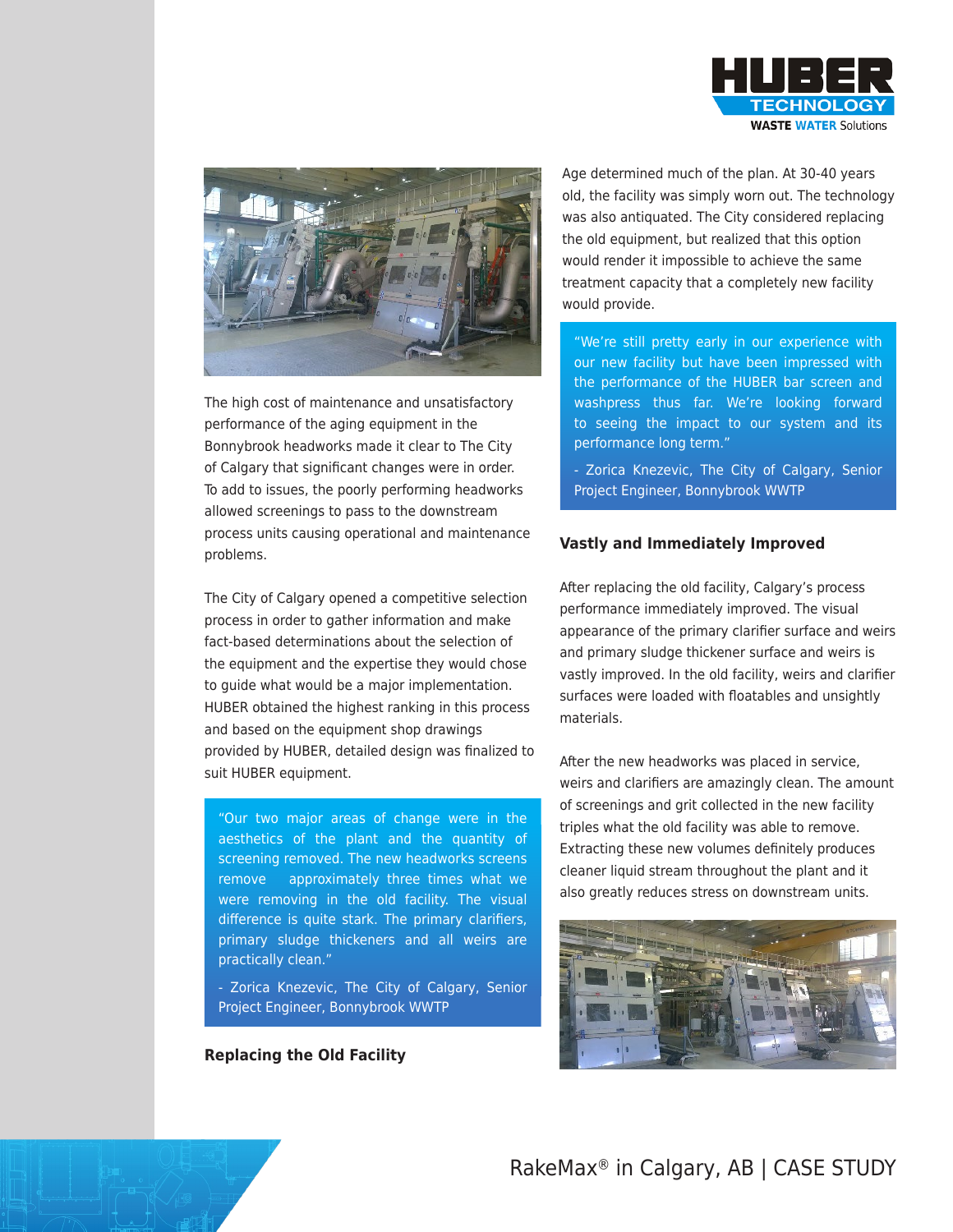The high cost of maintenance and unsatisfactory performance of the aging equipment in the Bonnybrook headworks made it clear to The City of Calgary that significant changes were in order. To add to issues, the poorly performing headworks allowed screenings to pass to the downstream process units causing operational and maintenance problems.

The City of Calgary opened a competitive selection process in order to gather information and make fact-based determinations about the selection of the equipment and the expertise they would chose to guide what would be a major implementation. HUBER obtained the highest ranking in this process and based on the equipment shop drawings provided by HUBER, detailed design was finalized to suit HUBER equipment.

> "Our two major areas of change were in the aesthetics of the plant and the quantity of screening removed. The new headworks screens remove approximately three times what we were removing in the old facility. The visual difference is quite stark. The primary clarifiers, primary sludge thickeners and all weirs are practically clean."
>
> - Zorica Knezevic, The City of Calgary, Senior Project Engineer, Bonnybrook WWTP

## Replacing the Old Facility

Age determined much of the plan. At 30-40 years old, the facility was simply worn out. The technology was also antiquated. The City considered replacing the old equipment, but realized that this option would render it impossible to achieve the same treatment capacity that a completely new facility would provide.

> "We're still pretty early in our experience with our new facility but have been impressed with the performance of the HUBER bar screen and washpress thus far. We're looking forward to seeing the impact to our system and its performance long term."
>
> - Zorica Knezevic, The City of Calgary, Senior Project Engineer, Bonnybrook WWTP

## Vastly and Immediately Improved

After replacing the old facility, Calgary's process performance immediately improved. The visual appearance of the primary clarifier surface and weirs and primary sludge thickener surface and weirs is vastly improved. In the old facility, weirs and clarifier surfaces were loaded with floatables and unsightly materials.

After the new headworks was placed in service, weirs and clarifiers are amazingly clean. The amount of screenings and grit collected in the new facility triples what the old facility was able to remove. Extracting these new volumes definitely produces cleaner liquid stream throughout the plant and it also greatly reduces stress on downstream units.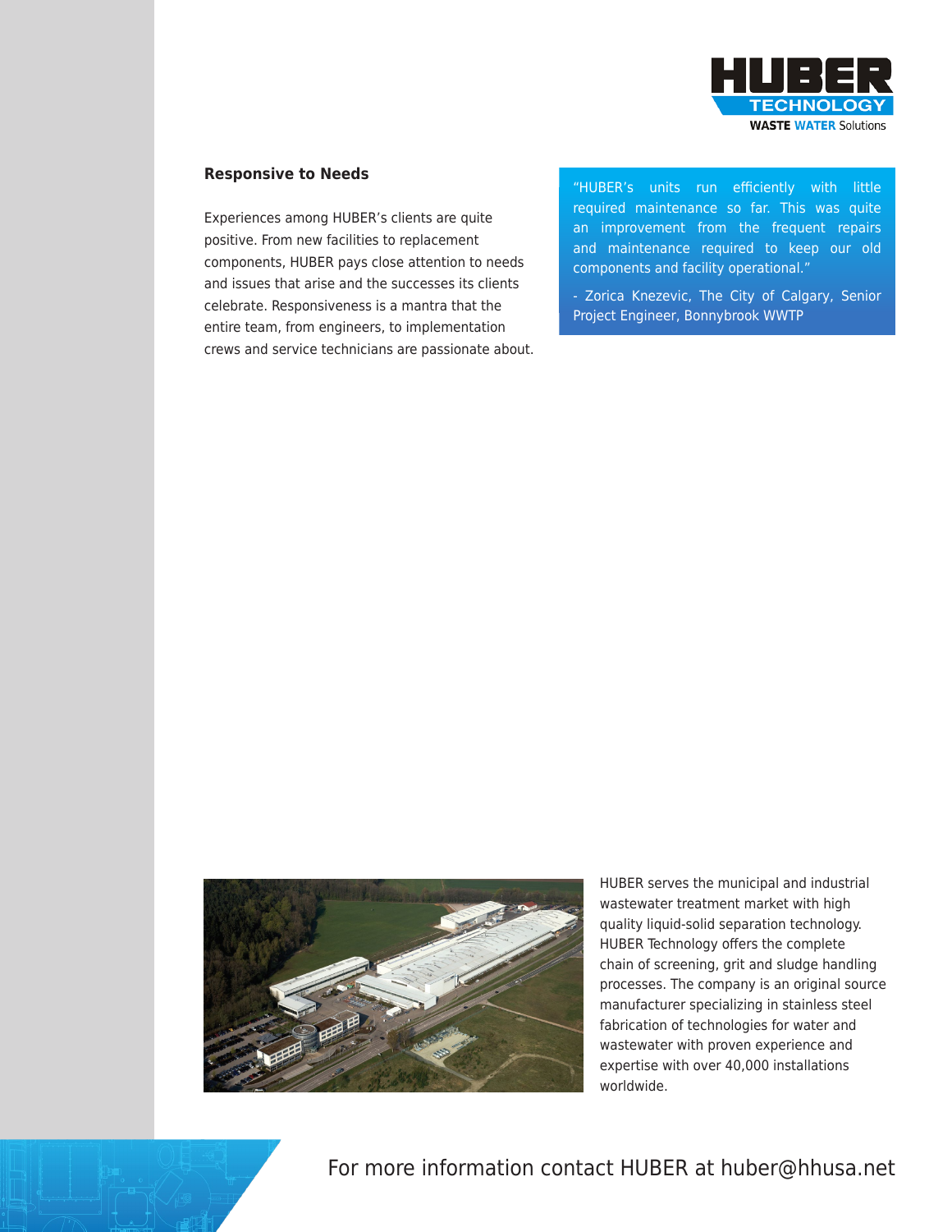## Responsive to Needs

Experiences among HUBER's clients are quite positive. From new facilities to replacement components, HUBER pays close attention to needs and issues that arise and the successes its clients celebrate. Responsiveness is a mantra that the entire team, from engineers, to implementation crews and service technicians are passionate about.

"HUBER's units run efficiently with little required maintenance so far. This was quite an improvement from the frequent repairs and maintenance required to keep our old components and facility operational."

- Zorica Knezevic, The City of Calgary, Senior Project Engineer, Bonnybrook WWTP

HUBER serves the municipal and industrial wastewater treatment market with high quality liquid-solid separation technology. HUBER Technology offers the complete chain of screening, grit and sludge handling processes. The company is an original source manufacturer specializing in stainless steel fabrication of technologies for water and wastewater with proven experience and expertise with over 40,000 installations worldwide.

For more information contact HUBER at huber@hhusa.net